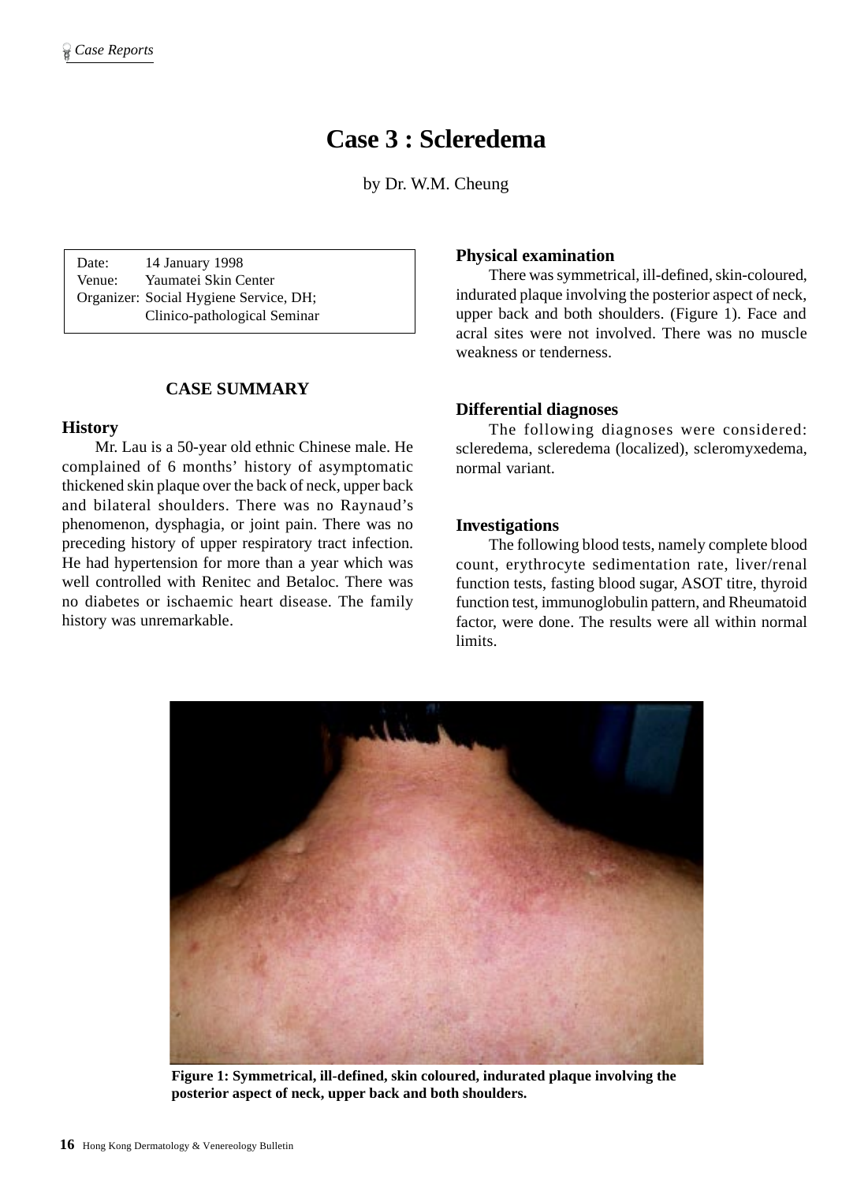# Case 3 : Scleredema

by Dr. W.M. Cheung

Date: 14 January 1998
Venue: Yaumatei Skin Center
Organizer: Social Hygiene Service, DH; Clinico-pathological Seminar

## CASE SUMMARY

### History

Mr. Lau is a 50-year old ethnic Chinese male. He complained of 6 months' history of asymptomatic thickened skin plaque over the back of neck, upper back and bilateral shoulders. There was no Raynaud's phenomenon, dysphagia, or joint pain. There was no preceding history of upper respiratory tract infection. He had hypertension for more than a year which was well controlled with Renitec and Betaloc. There was no diabetes or ischaemic heart disease. The family history was unremarkable.

### Physical examination

There was symmetrical, ill-defined, skin-coloured, indurated plaque involving the posterior aspect of neck, upper back and both shoulders. (Figure 1). Face and acral sites were not involved. There was no muscle weakness or tenderness.

### Differential diagnoses

The following diagnoses were considered: scleredema, scleredema (localized), scleromyxedema, normal variant.

### Investigations

The following blood tests, namely complete blood count, erythrocyte sedimentation rate, liver/renal function tests, fasting blood sugar, ASOT titre, thyroid function test, immunoglobulin pattern, and Rheumatoid factor, were done. The results were all within normal limits.

**Figure 1: Symmetrical, ill-defined, skin coloured, indurated plaque involving the posterior aspect of neck, upper back and both shoulders.**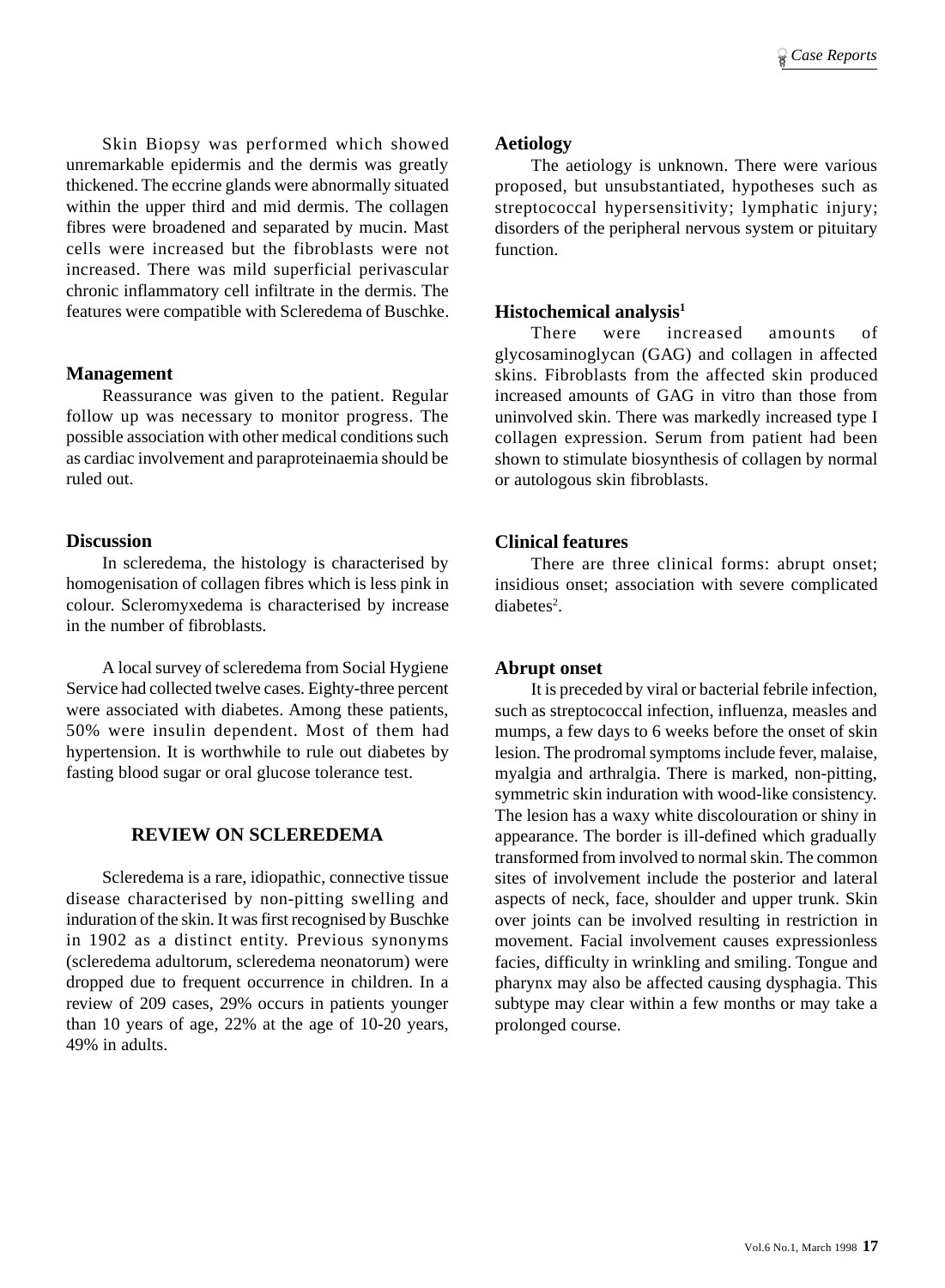Skin Biopsy was performed which showed unremarkable epidermis and the dermis was greatly thickened. The eccrine glands were abnormally situated within the upper third and mid dermis. The collagen fibres were broadened and separated by mucin. Mast cells were increased but the fibroblasts were not increased. There was mild superficial perivascular chronic inflammatory cell infiltrate in the dermis. The features were compatible with Scleredema of Buschke.

### Management

Reassurance was given to the patient. Regular follow up was necessary to monitor progress. The possible association with other medical conditions such as cardiac involvement and paraproteinaemia should be ruled out.

### Discussion

In scleredema, the histology is characterised by homogenisation of collagen fibres which is less pink in colour. Scleromyxedema is characterised by increase in the number of fibroblasts.

A local survey of scleredema from Social Hygiene Service had collected twelve cases. Eighty-three percent were associated with diabetes. Among these patients, 50% were insulin dependent. Most of them had hypertension. It is worthwhile to rule out diabetes by fasting blood sugar or oral glucose tolerance test.

## REVIEW ON SCLEREDEMA

Scleredema is a rare, idiopathic, connective tissue disease characterised by non-pitting swelling and induration of the skin. It was first recognised by Buschke in 1902 as a distinct entity. Previous synonyms (scleredema adultorum, scleredema neonatorum) were dropped due to frequent occurrence in children. In a review of 209 cases, 29% occurs in patients younger than 10 years of age, 22% at the age of 10-20 years, 49% in adults.

### Aetiology

The aetiology is unknown. There were various proposed, but unsubstantiated, hypotheses such as streptococcal hypersensitivity; lymphatic injury; disorders of the peripheral nervous system or pituitary function.

### Histochemical analysis[1]

There were increased amounts of glycosaminoglycan (GAG) and collagen in affected skins. Fibroblasts from the affected skin produced increased amounts of GAG in vitro than those from uninvolved skin. There was markedly increased type I collagen expression. Serum from patient had been shown to stimulate biosynthesis of collagen by normal or autologous skin fibroblasts.

### Clinical features

There are three clinical forms: abrupt onset; insidious onset; association with severe complicated diabetes[2].

### Abrupt onset

It is preceded by viral or bacterial febrile infection, such as streptococcal infection, influenza, measles and mumps, a few days to 6 weeks before the onset of skin lesion. The prodromal symptoms include fever, malaise, myalgia and arthralgia. There is marked, non-pitting, symmetric skin induration with wood-like consistency. The lesion has a waxy white discolouration or shiny in appearance. The border is ill-defined which gradually transformed from involved to normal skin. The common sites of involvement include the posterior and lateral aspects of neck, face, shoulder and upper trunk. Skin over joints can be involved resulting in restriction in movement. Facial involvement causes expressionless facies, difficulty in wrinkling and smiling. Tongue and pharynx may also be affected causing dysphagia. This subtype may clear within a few months or may take a prolonged course.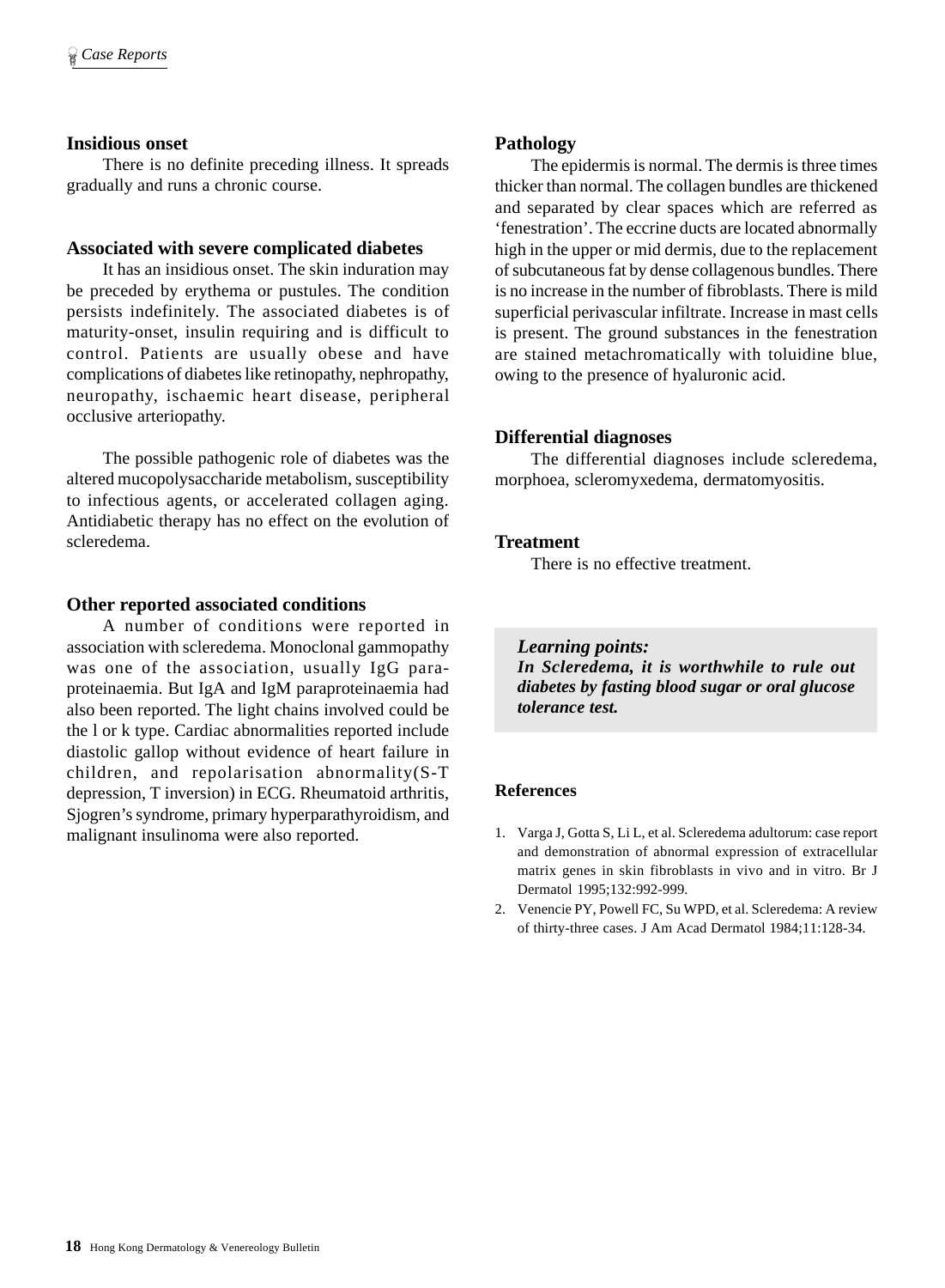### Insidious onset

There is no definite preceding illness. It spreads gradually and runs a chronic course.

### Associated with severe complicated diabetes

It has an insidious onset. The skin induration may be preceded by erythema or pustules. The condition persists indefinitely. The associated diabetes is of maturity-onset, insulin requiring and is difficult to control. Patients are usually obese and have complications of diabetes like retinopathy, nephropathy, neuropathy, ischaemic heart disease, peripheral occlusive arteriopathy.

The possible pathogenic role of diabetes was the altered mucopolysaccharide metabolism, susceptibility to infectious agents, or accelerated collagen aging. Antidiabetic therapy has no effect on the evolution of scleredema.

### Other reported associated conditions

A number of conditions were reported in association with scleredema. Monoclonal gammopathy was one of the association, usually IgG paraproteinaemia. But IgA and IgM paraproteinaemia had also been reported. The light chains involved could be the l or k type. Cardiac abnormalities reported include diastolic gallop without evidence of heart failure in children, and repolarisation abnormality(S-T depression, T inversion) in ECG. Rheumatoid arthritis, Sjogren's syndrome, primary hyperparathyroidism, and malignant insulinoma were also reported.

### Pathology

The epidermis is normal. The dermis is three times thicker than normal. The collagen bundles are thickened and separated by clear spaces which are referred as 'fenestration'. The eccrine ducts are located abnormally high in the upper or mid dermis, due to the replacement of subcutaneous fat by dense collagenous bundles. There is no increase in the number of fibroblasts. There is mild superficial perivascular infiltrate. Increase in mast cells is present. The ground substances in the fenestration are stained metachromatically with toluidine blue, owing to the presence of hyaluronic acid.

### Differential diagnoses

The differential diagnoses include scleredema, morphoea, scleromyxedema, dermatomyositis.

### Treatment

There is no effective treatment.

> ***Learning points:***
> ***In Scleredema, it is worthwhile to rule out diabetes by fasting blood sugar or oral glucose tolerance test.***

### References

1. Varga J, Gotta S, Li L, et al. Scleredema adultorum: case report and demonstration of abnormal expression of extracellular matrix genes in skin fibroblasts in vivo and in vitro. Br J Dermatol 1995;132:992-999.
2. Venencie PY, Powell FC, Su WPD, et al. Scleredema: A review of thirty-three cases. J Am Acad Dermatol 1984;11:128-34.